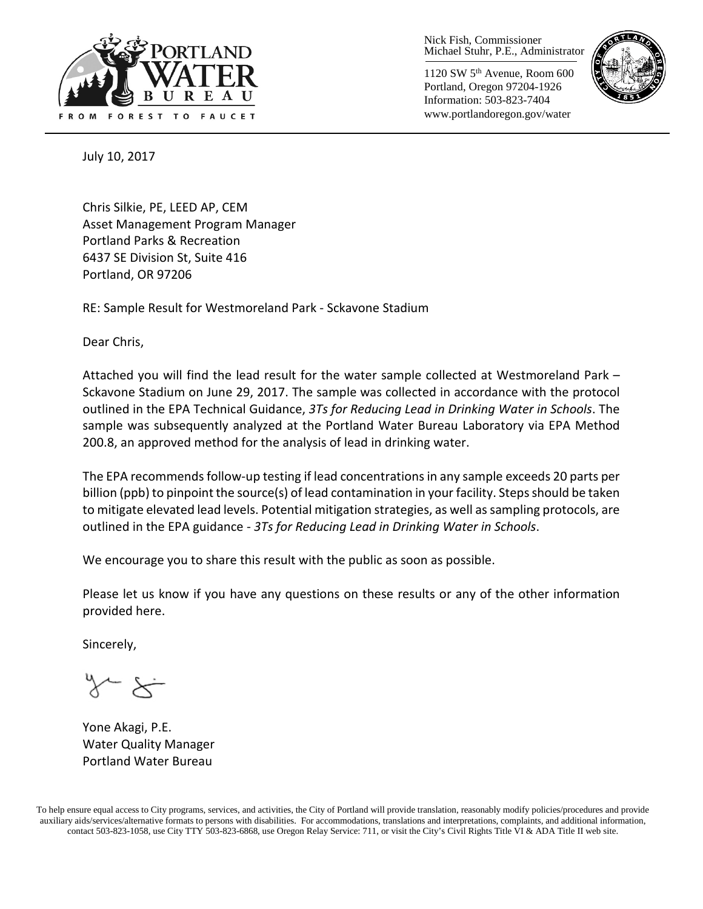Nick Fish, Commissioner
Michael Stuhr, P.E., Administrator

1120 SW 5th Avenue, Room 600
Portland, Oregon 97204-1926
Information: 503-823-7404
www.portlandoregon.gov/water

July 10, 2017

Chris Silkie, PE, LEED AP, CEM
Asset Management Program Manager
Portland Parks & Recreation
6437 SE Division St, Suite 416
Portland, OR 97206

RE: Sample Result for Westmoreland Park - Sckavone Stadium

Dear Chris,

Attached you will find the lead result for the water sample collected at Westmoreland Park – Sckavone Stadium on June 29, 2017. The sample was collected in accordance with the protocol outlined in the EPA Technical Guidance, *3Ts for Reducing Lead in Drinking Water in Schools*. The sample was subsequently analyzed at the Portland Water Bureau Laboratory via EPA Method 200.8, an approved method for the analysis of lead in drinking water.

The EPA recommends follow-up testing if lead concentrations in any sample exceeds 20 parts per billion (ppb) to pinpoint the source(s) of lead contamination in your facility. Steps should be taken to mitigate elevated lead levels. Potential mitigation strategies, as well as sampling protocols, are outlined in the EPA guidance - *3Ts for Reducing Lead in Drinking Water in Schools*.

We encourage you to share this result with the public as soon as possible.

Please let us know if you have any questions on these results or any of the other information provided here.

Sincerely,

Yone Akagi, P.E.
Water Quality Manager
Portland Water Bureau

To help ensure equal access to City programs, services, and activities, the City of Portland will provide translation, reasonably modify policies/procedures and provide auxiliary aids/services/alternative formats to persons with disabilities. For accommodations, translations and interpretations, complaints, and additional information, contact 503-823-1058, use City TTY 503-823-6868, use Oregon Relay Service: 711, or visit the City's Civil Rights Title VI & ADA Title II web site.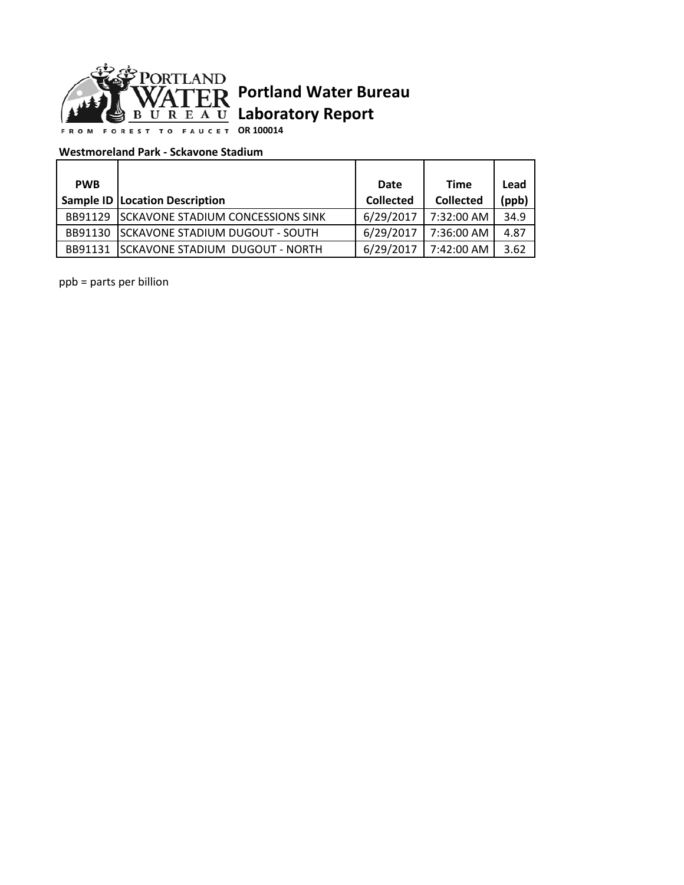# Portland Water Bureau Laboratory Report

PORTLAND WATER BUREAU

FROM FOREST TO FAUCET

**OR 100014**

**Westmoreland Park - Sckavone Stadium**

| PWB Sample ID | Location Description | Date Collected | Time Collected | Lead (ppb) |
|---|---|---|---|---|
| BB91129 | SCKAVONE STADIUM CONCESSIONS SINK | 6/29/2017 | 7:32:00 AM | 34.9 |
| BB91130 | SCKAVONE STADIUM DUGOUT - SOUTH | 6/29/2017 | 7:36:00 AM | 4.87 |
| BB91131 | SCKAVONE STADIUM  DUGOUT - NORTH | 6/29/2017 | 7:42:00 AM | 3.62 |

ppb = parts per billion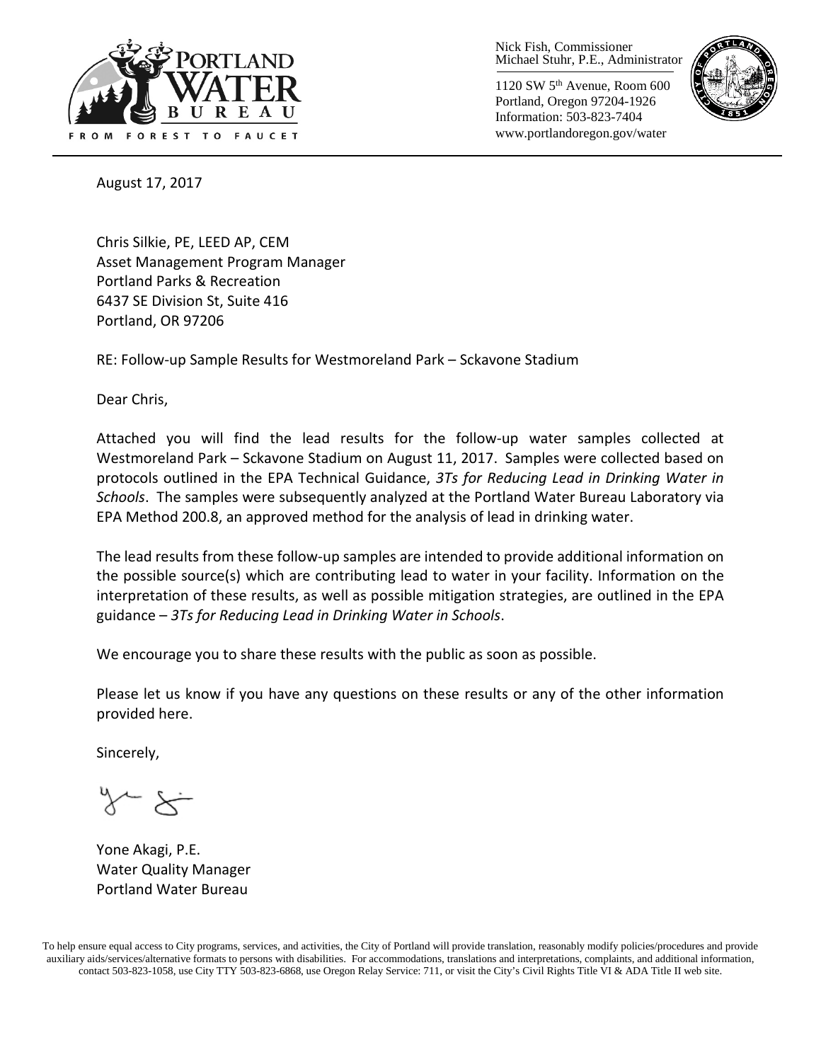Nick Fish, Commissioner
Michael Stuhr, P.E., Administrator

1120 SW 5th Avenue, Room 600
Portland, Oregon 97204-1926
Information: 503-823-7404
www.portlandoregon.gov/water

August 17, 2017

Chris Silkie, PE, LEED AP, CEM
Asset Management Program Manager
Portland Parks & Recreation
6437 SE Division St, Suite 416
Portland, OR 97206

RE: Follow-up Sample Results for Westmoreland Park – Sckavone Stadium

Dear Chris,

Attached you will find the lead results for the follow-up water samples collected at Westmoreland Park – Sckavone Stadium on August 11, 2017. Samples were collected based on protocols outlined in the EPA Technical Guidance, *3Ts for Reducing Lead in Drinking Water in Schools*. The samples were subsequently analyzed at the Portland Water Bureau Laboratory via EPA Method 200.8, an approved method for the analysis of lead in drinking water.

The lead results from these follow-up samples are intended to provide additional information on the possible source(s) which are contributing lead to water in your facility. Information on the interpretation of these results, as well as possible mitigation strategies, are outlined in the EPA guidance – *3Ts for Reducing Lead in Drinking Water in Schools*.

We encourage you to share these results with the public as soon as possible.

Please let us know if you have any questions on these results or any of the other information provided here.

Sincerely,

Yone Akagi, P.E.
Water Quality Manager
Portland Water Bureau

To help ensure equal access to City programs, services, and activities, the City of Portland will provide translation, reasonably modify policies/procedures and provide auxiliary aids/services/alternative formats to persons with disabilities. For accommodations, translations and interpretations, complaints, and additional information, contact 503-823-1058, use City TTY 503-823-6868, use Oregon Relay Service: 711, or visit the City's Civil Rights Title VI & ADA Title II web site.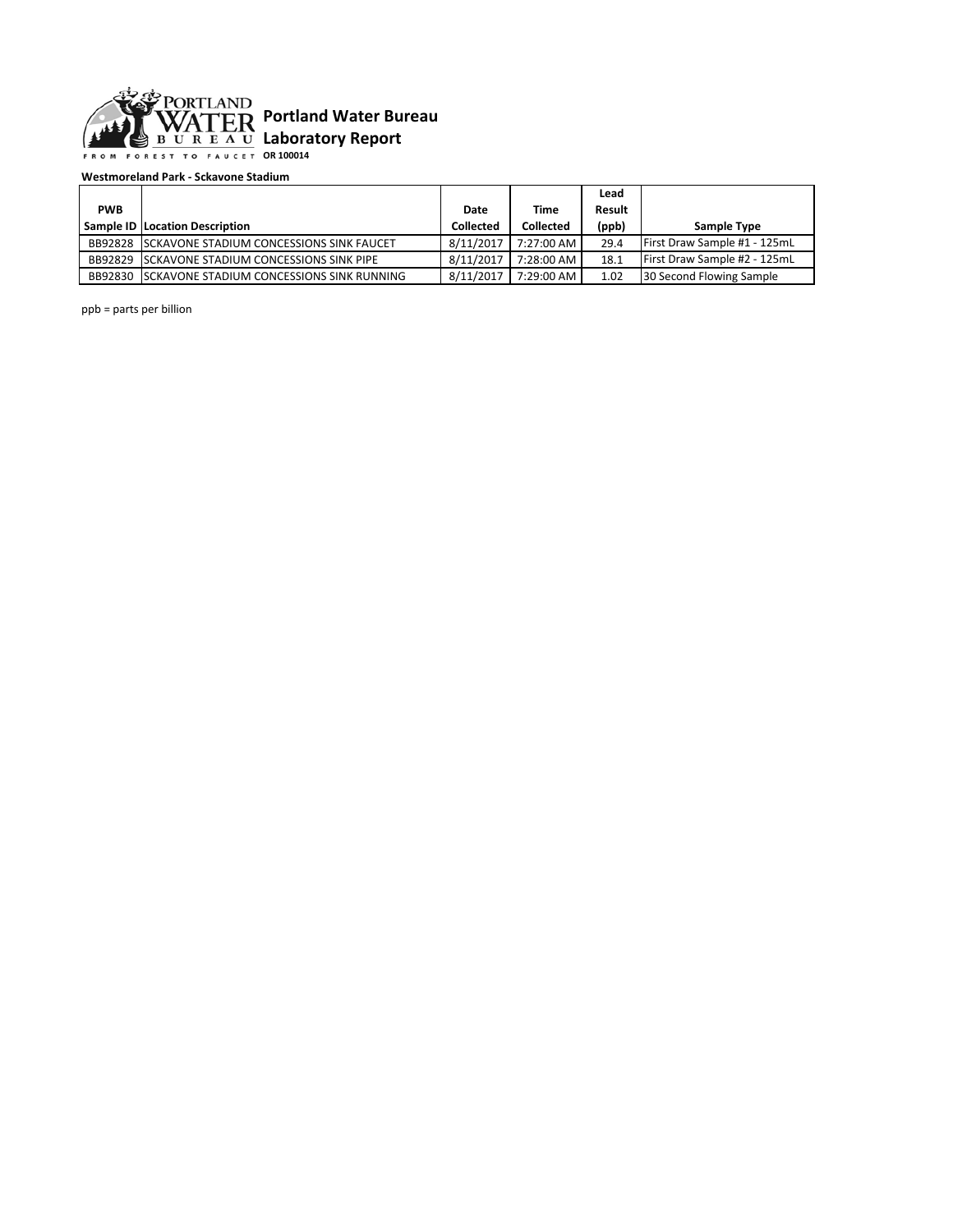# Portland Water Bureau
## Laboratory Report

PORTLAND WATER BUREAU
FROM FOREST TO FAUCET **OR 100014**

**Westmoreland Park - Sckavone Stadium**

| PWB Sample ID | Location Description | Date Collected | Time Collected | Lead Result (ppb) | Sample Type |
|---|---|---|---|---|---|
| BB92828 | SCKAVONE STADIUM CONCESSIONS SINK FAUCET | 8/11/2017 | 7:27:00 AM | 29.4 | First Draw Sample #1 - 125mL |
| BB92829 | SCKAVONE STADIUM CONCESSIONS SINK PIPE | 8/11/2017 | 7:28:00 AM | 18.1 | First Draw Sample #2 - 125mL |
| BB92830 | SCKAVONE STADIUM CONCESSIONS SINK RUNNING | 8/11/2017 | 7:29:00 AM | 1.02 | 30 Second Flowing Sample |

ppb = parts per billion